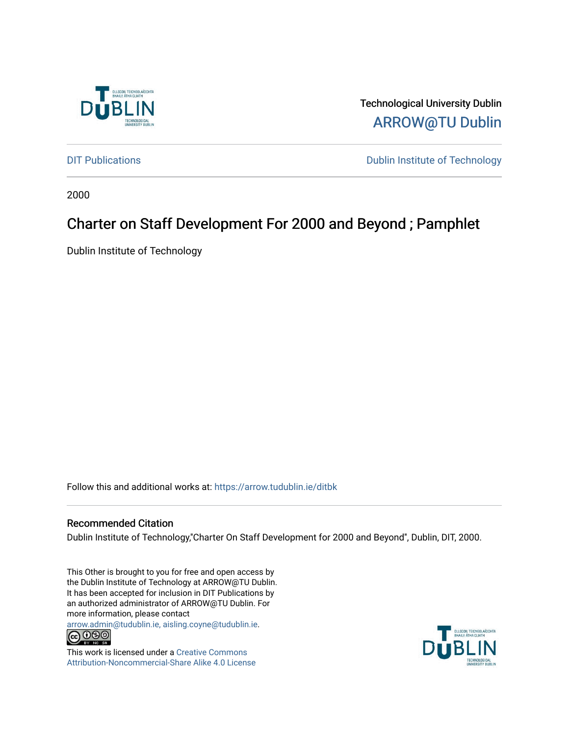Technological University Dublin

ARROW@TU Dublin

DIT Publications

Dublin Institute of Technology

2000

# Charter on Staff Development For 2000 and Beyond ; Pamphlet

Dublin Institute of Technology

Follow this and additional works at: https://arrow.tudublin.ie/ditbk

## Recommended Citation

Dublin Institute of Technology,"Charter On Staff Development for 2000 and Beyond", Dublin, DIT, 2000.

This Other is brought to you for free and open access by the Dublin Institute of Technology at ARROW@TU Dublin. It has been accepted for inclusion in DIT Publications by an authorized administrator of ARROW@TU Dublin. For more information, please contact arrow.admin@tudublin.ie, aisling.coyne@tudublin.ie.

This work is licensed under a Creative Commons Attribution-Noncommercial-Share Alike 4.0 License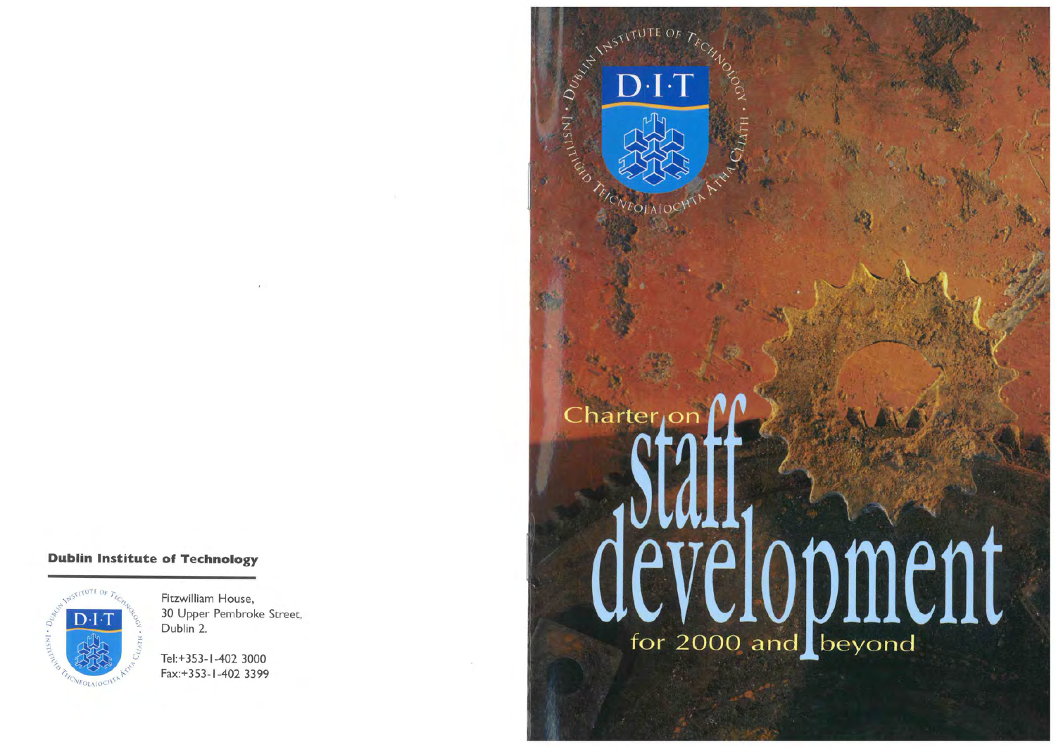**Dublin Institute of Technology**

Fitzwilliam House,
30 Upper Pembroke Street,
Dublin 2.

Tel:+353-1-402 3000
Fax:+353-1-402 3399

DUBLIN INSTITUTE OF TECHNOLOGY · INSTITIÚID TEICNEOLAÍOCHTA ÁTHA CLIATH

D·I·T

# Charter on staff development for 2000 and beyond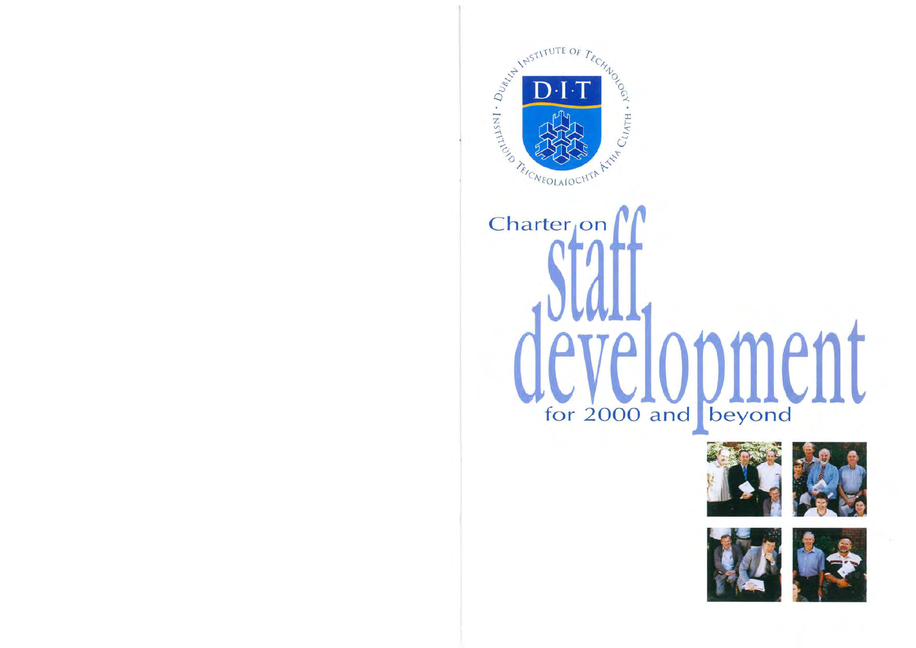Dublin Institute of Technology

DIT

Institiúid Teicneolaíochta Átha Cliath

# Charter on staff development for 2000 and beyond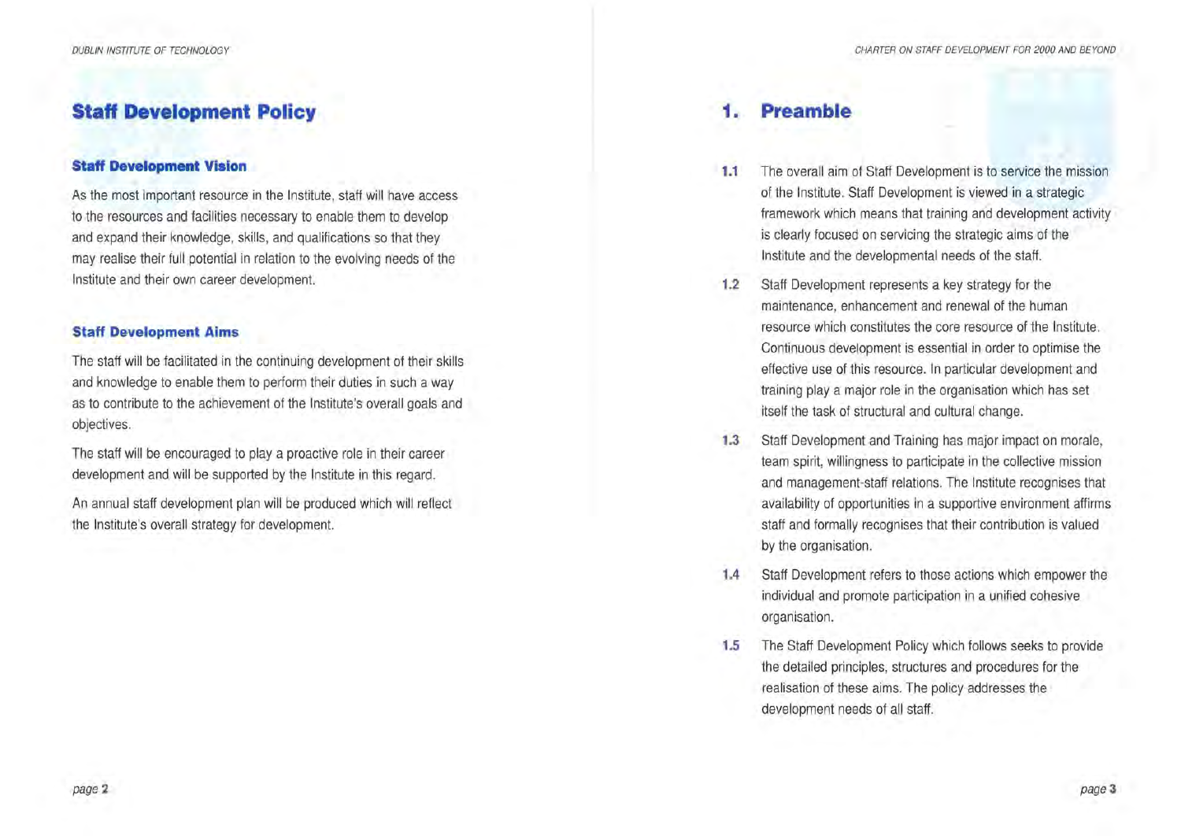# Staff Development Policy

## Staff Development Vision

As the most important resource in the Institute, staff will have access to the resources and facilities necessary to enable them to develop and expand their knowledge, skills, and qualifications so that they may realise their full potential in relation to the evolving needs of the Institute and their own career development.

## Staff Development Aims

The staff will be facilitated in the continuing development of their skills and knowledge to enable them to perform their duties in such a way as to contribute to the achievement of the Institute's overall goals and objectives.

The staff will be encouraged to play a proactive role in their career development and will be supported by the Institute in this regard.

An annual staff development plan will be produced which will reflect the Institute's overall strategy for development.

# 1. Preamble

**1.1** The overall aim of Staff Development is to service the mission of the Institute. Staff Development is viewed in a strategic framework which means that training and development activity is clearly focused on servicing the strategic aims of the Institute and the developmental needs of the staff.

**1.2** Staff Development represents a key strategy for the maintenance, enhancement and renewal of the human resource which constitutes the core resource of the Institute. Continuous development is essential in order to optimise the effective use of this resource. In particular development and training play a major role in the organisation which has set itself the task of structural and cultural change.

**1.3** Staff Development and Training has major impact on morale, team spirit, willingness to participate in the collective mission and management-staff relations. The Institute recognises that availability of opportunities in a supportive environment affirms staff and formally recognises that their contribution is valued by the organisation.

**1.4** Staff Development refers to those actions which empower the individual and promote participation in a unified cohesive organisation.

**1.5** The Staff Development Policy which follows seeks to provide the detailed principles, structures and procedures for the realisation of these aims. The policy addresses the development needs of all staff.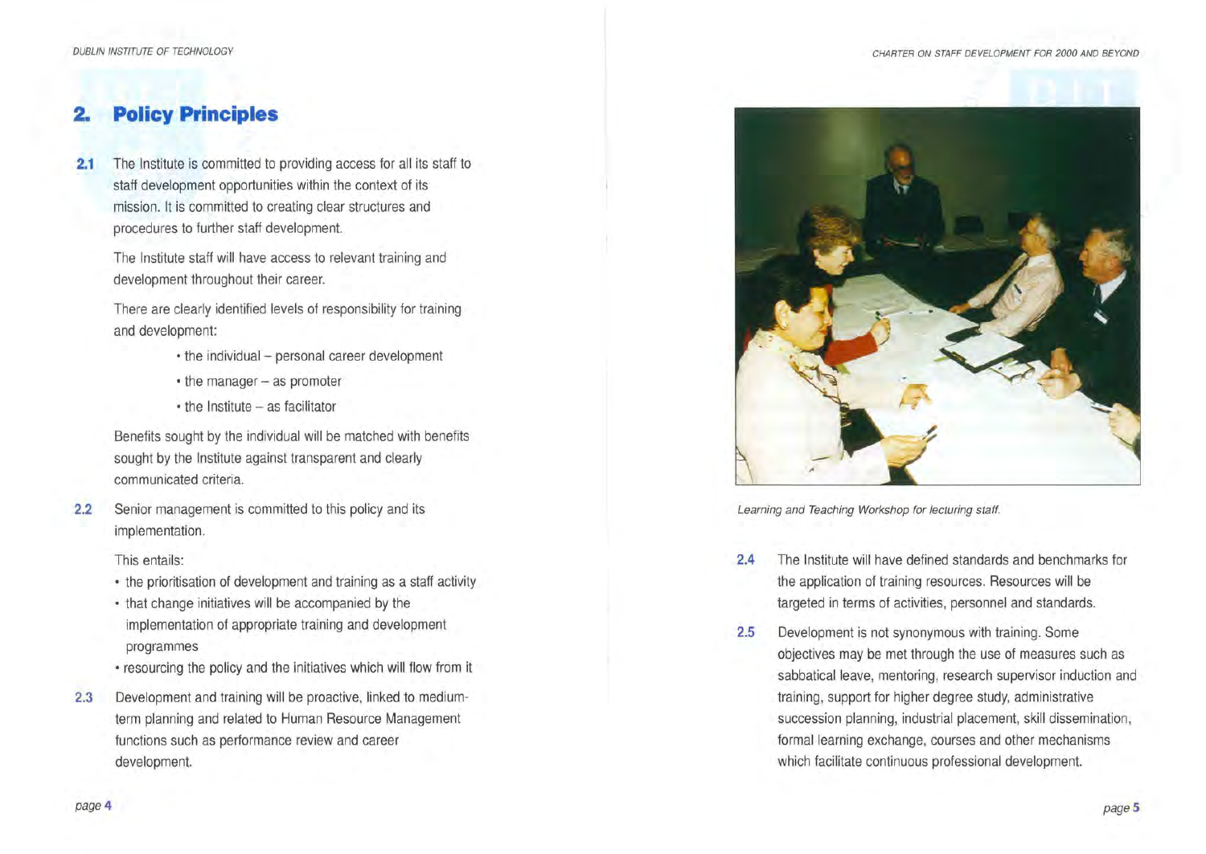## 2. Policy Principles

**2.1** The Institute is committed to providing access for all its staff to staff development opportunities within the context of its mission. It is committed to creating clear structures and procedures to further staff development.

The Institute staff will have access to relevant training and development throughout their career.

There are clearly identified levels of responsibility for training and development:

- the individual – personal career development
- the manager – as promoter
- the Institute – as facilitator

Benefits sought by the individual will be matched with benefits sought by the Institute against transparent and clearly communicated criteria.

**2.2** Senior management is committed to this policy and its implementation.

This entails:

- the prioritisation of development and training as a staff activity
- that change initiatives will be accompanied by the implementation of appropriate training and development programmes
- resourcing the policy and the initiatives which will flow from it

**2.3** Development and training will be proactive, linked to medium-term planning and related to Human Resource Management functions such as performance review and career development.

*Learning and Teaching Workshop for lecturing staff.*

**2.4** The Institute will have defined standards and benchmarks for the application of training resources. Resources will be targeted in terms of activities, personnel and standards.

**2.5** Development is not synonymous with training. Some objectives may be met through the use of measures such as sabbatical leave, mentoring, research supervisor induction and training, support for higher degree study, administrative succession planning, industrial placement, skill dissemination, formal learning exchange, courses and other mechanisms which facilitate continuous professional development.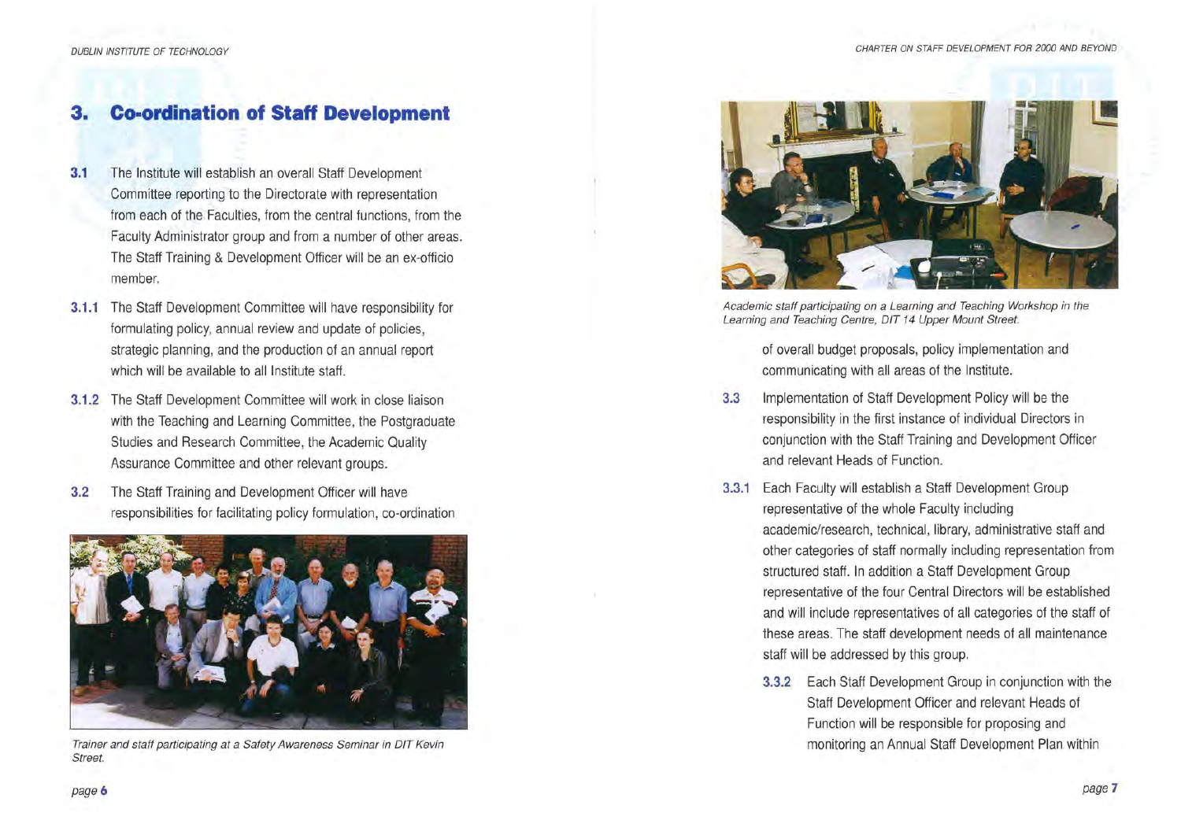# 3. Co-ordination of Staff Development

**3.1** The Institute will establish an overall Staff Development Committee reporting to the Directorate with representation from each of the Faculties, from the central functions, from the Faculty Administrator group and from a number of other areas. The Staff Training & Development Officer will be an ex-officio member.

**3.1.1** The Staff Development Committee will have responsibility for formulating policy, annual review and update of policies, strategic planning, and the production of an annual report which will be available to all Institute staff.

**3.1.2** The Staff Development Committee will work in close liaison with the Teaching and Learning Committee, the Postgraduate Studies and Research Committee, the Academic Quality Assurance Committee and other relevant groups.

**3.2** The Staff Training and Development Officer will have responsibilities for facilitating policy formulation, co-ordination of overall budget proposals, policy implementation and communicating with all areas of the Institute.

*Trainer and staff participating at a Safety Awareness Seminar in DIT Kevin Street.*

*Academic staff participating on a Learning and Teaching Workshop in the Learning and Teaching Centre, DIT 14 Upper Mount Street.*

**3.3** Implementation of Staff Development Policy will be the responsibility in the first instance of individual Directors in conjunction with the Staff Training and Development Officer and relevant Heads of Function.

**3.3.1** Each Faculty will establish a Staff Development Group representative of the whole Faculty including academic/research, technical, library, administrative staff and other categories of staff normally including representation from structured staff. In addition a Staff Development Group representative of the four Central Directors will be established and will include representatives of all categories of the staff of these areas. The staff development needs of all maintenance staff will be addressed by this group.

**3.3.2** Each Staff Development Group in conjunction with the Staff Development Officer and relevant Heads of Function will be responsible for proposing and monitoring an Annual Staff Development Plan within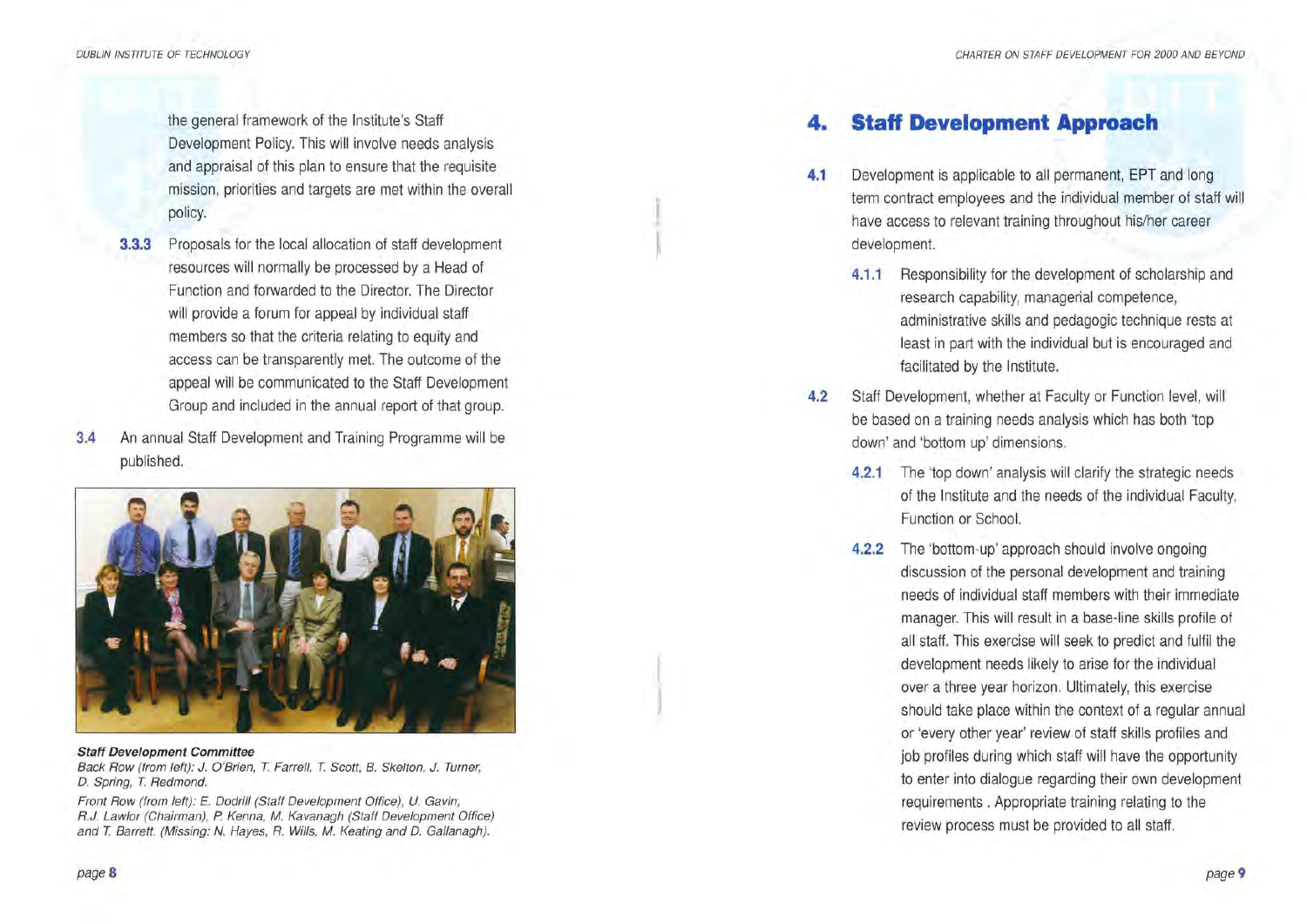the general framework of the Institute's Staff Development Policy. This will involve needs analysis and appraisal of this plan to ensure that the requisite mission, priorities and targets are met within the overall policy.

**3.3.3** Proposals for the local allocation of staff development resources will normally be processed by a Head of Function and forwarded to the Director. The Director will provide a forum for appeal by individual staff members so that the criteria relating to equity and access can be transparently met. The outcome of the appeal will be communicated to the Staff Development Group and included in the annual report of that group.

**3.4** An annual Staff Development and Training Programme will be published.

***Staff Development Committee***
*Back Row (from left): J. O'Brien, T. Farrell, T. Scott, B. Skelton, J. Turner, D. Spring, T. Redmond.*
*Front Row (from left): E. Dodrill (Staff Development Office), U. Gavin, R.J. Lawlor (Chairman), P. Kenna, M. Kavanagh (Staff Development Office) and T. Barrett. (Missing: N. Hayes, R. Wills, M. Keating and D. Gallanagh).*

# 4. Staff Development Approach

**4.1** Development is applicable to all permanent, EPT and long term contract employees and the individual member of staff will have access to relevant training throughout his/her career development.

**4.1.1** Responsibility for the development of scholarship and research capability, managerial competence, administrative skills and pedagogic technique rests at least in part with the individual but is encouraged and facilitated by the Institute.

**4.2** Staff Development, whether at Faculty or Function level, will be based on a training needs analysis which has both 'top down' and 'bottom up' dimensions.

**4.2.1** The 'top down' analysis will clarify the strategic needs of the Institute and the needs of the individual Faculty, Function or School.

**4.2.2** The 'bottom-up' approach should involve ongoing discussion of the personal development and training needs of individual staff members with their immediate manager. This will result in a base-line skills profile of all staff. This exercise will seek to predict and fulfil the development needs likely to arise for the individual over a three year horizon. Ultimately, this exercise should take place within the context of a regular annual or 'every other year' review of staff skills profiles and job profiles during which staff will have the opportunity to enter into dialogue regarding their own development requirements . Appropriate training relating to the review process must be provided to all staff.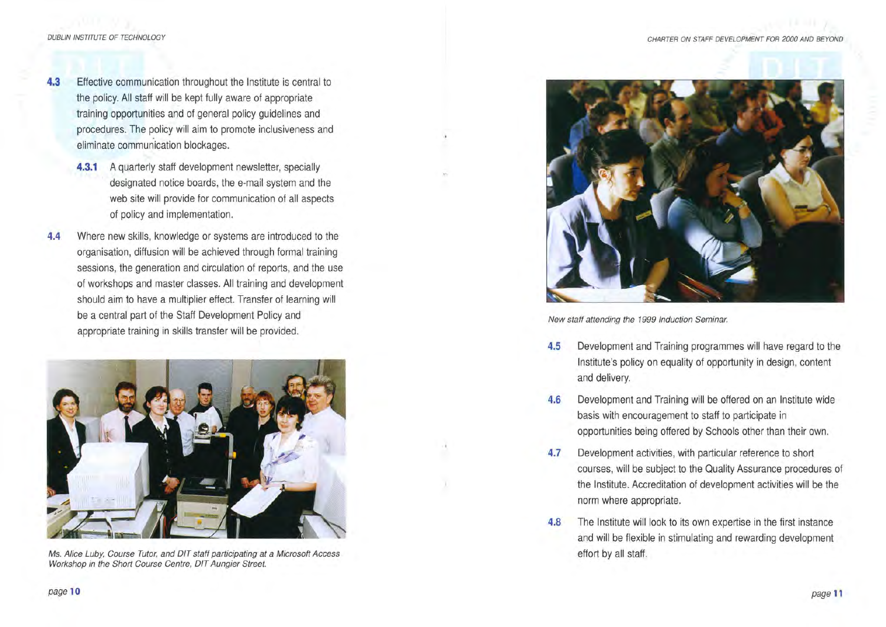**4.3** Effective communication throughout the Institute is central to the policy. All staff will be kept fully aware of appropriate training opportunities and of general policy guidelines and procedures. The policy will aim to promote inclusiveness and eliminate communication blockages.

**4.3.1** A quarterly staff development newsletter, specially designated notice boards, the e-mail system and the web site will provide for communication of all aspects of policy and implementation.

**4.4** Where new skills, knowledge or systems are introduced to the organisation, diffusion will be achieved through formal training sessions, the generation and circulation of reports, and the use of workshops and master classes. All training and development should aim to have a multiplier effect. Transfer of learning will be a central part of the Staff Development Policy and appropriate training in skills transfer will be provided.

*Ms. Alice Luby, Course Tutor, and DIT staff participating at a Microsoft Access Workshop in the Short Course Centre, DIT Aungier Street.*

*New staff attending the 1999 Induction Seminar.*

**4.5** Development and Training programmes will have regard to the Institute's policy on equality of opportunity in design, content and delivery.

**4.6** Development and Training will be offered on an Institute wide basis with encouragement to staff to participate in opportunities being offered by Schools other than their own.

**4.7** Development activities, with particular reference to short courses, will be subject to the Quality Assurance procedures of the Institute. Accreditation of development activities will be the norm where appropriate.

**4.8** The Institute will look to its own expertise in the first instance and will be flexible in stimulating and rewarding development effort by all staff.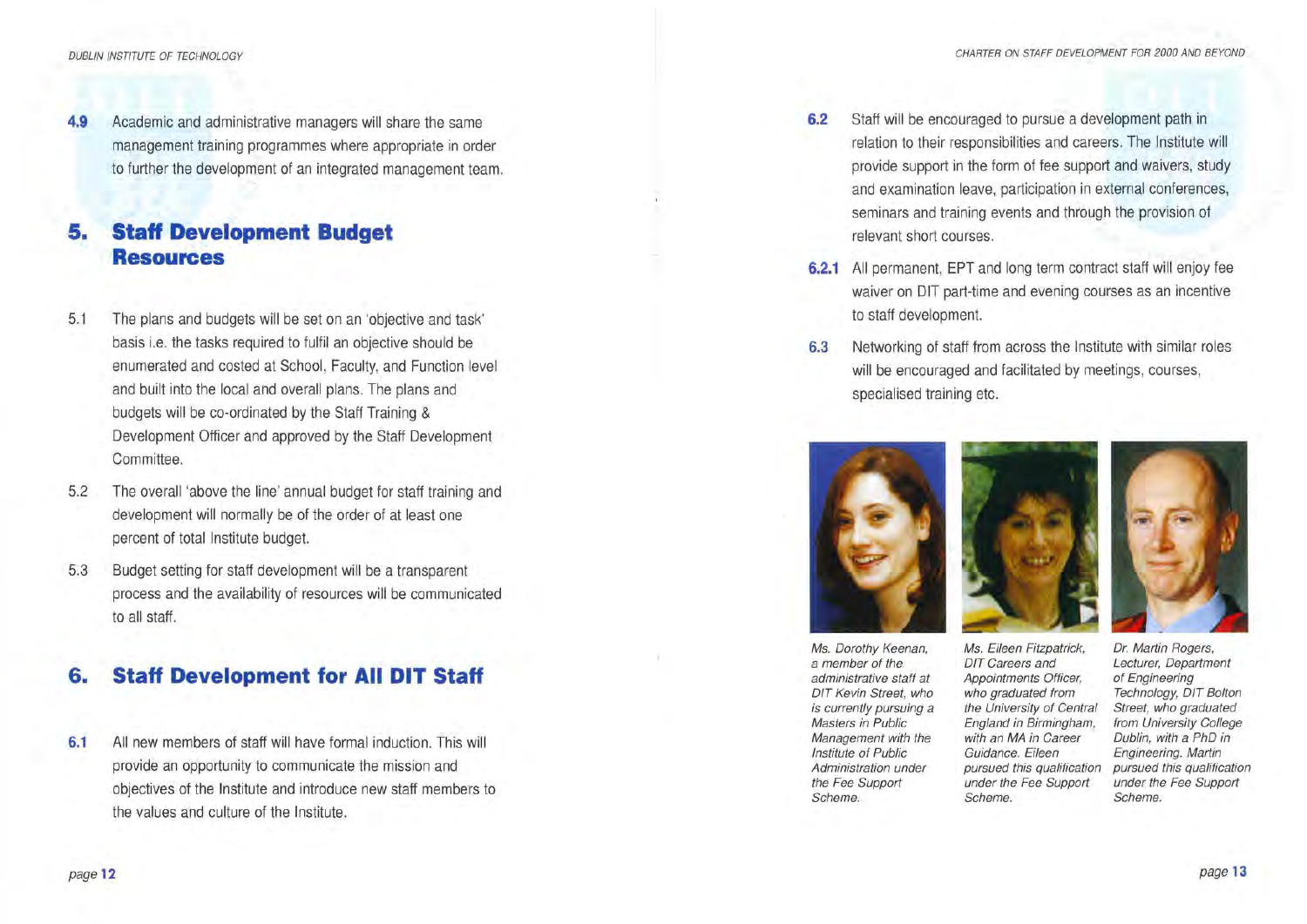**4.9** Academic and administrative managers will share the same management training programmes where appropriate in order to further the development of an integrated management team.

# 5. Staff Development Budget Resources

5.1 The plans and budgets will be set on an 'objective and task' basis i.e. the tasks required to fulfil an objective should be enumerated and costed at School, Faculty, and Function level and built into the local and overall plans. The plans and budgets will be co-ordinated by the Staff Training & Development Officer and approved by the Staff Development Committee.

5.2 The overall 'above the line' annual budget for staff training and development will normally be of the order of at least one percent of total Institute budget.

5.3 Budget setting for staff development will be a transparent process and the availability of resources will be communicated to all staff.

# 6. Staff Development for All DIT Staff

**6.1** All new members of staff will have formal induction. This will provide an opportunity to communicate the mission and objectives of the Institute and introduce new staff members to the values and culture of the Institute.

**6.2** Staff will be encouraged to pursue a development path in relation to their responsibilities and careers. The Institute will provide support in the form of fee support and waivers, study and examination leave, participation in external conferences, seminars and training events and through the provision of relevant short courses.

**6.2.1** All permanent, EPT and long term contract staff will enjoy fee waiver on DIT part-time and evening courses as an incentive to staff development.

**6.3** Networking of staff from across the Institute with similar roles will be encouraged and facilitated by meetings, courses, specialised training etc.

*Ms. Dorothy Keenan, a member of the administrative staff at DIT Kevin Street, who is currently pursuing a Masters in Public Management with the Institute of Public Administration under the Fee Support Scheme.*

*Ms. Eileen Fitzpatrick, DIT Careers and Appointments Officer, who graduated from the University of Central England in Birmingham, with an MA in Career Guidance. Eileen pursued this qualification under the Fee Support Scheme.*

*Dr. Martin Rogers, Lecturer, Department of Engineering Technology, DIT Bolton Street, who graduated from University College Dublin, with a PhD in Engineering. Martin pursued this qualification under the Fee Support Scheme.*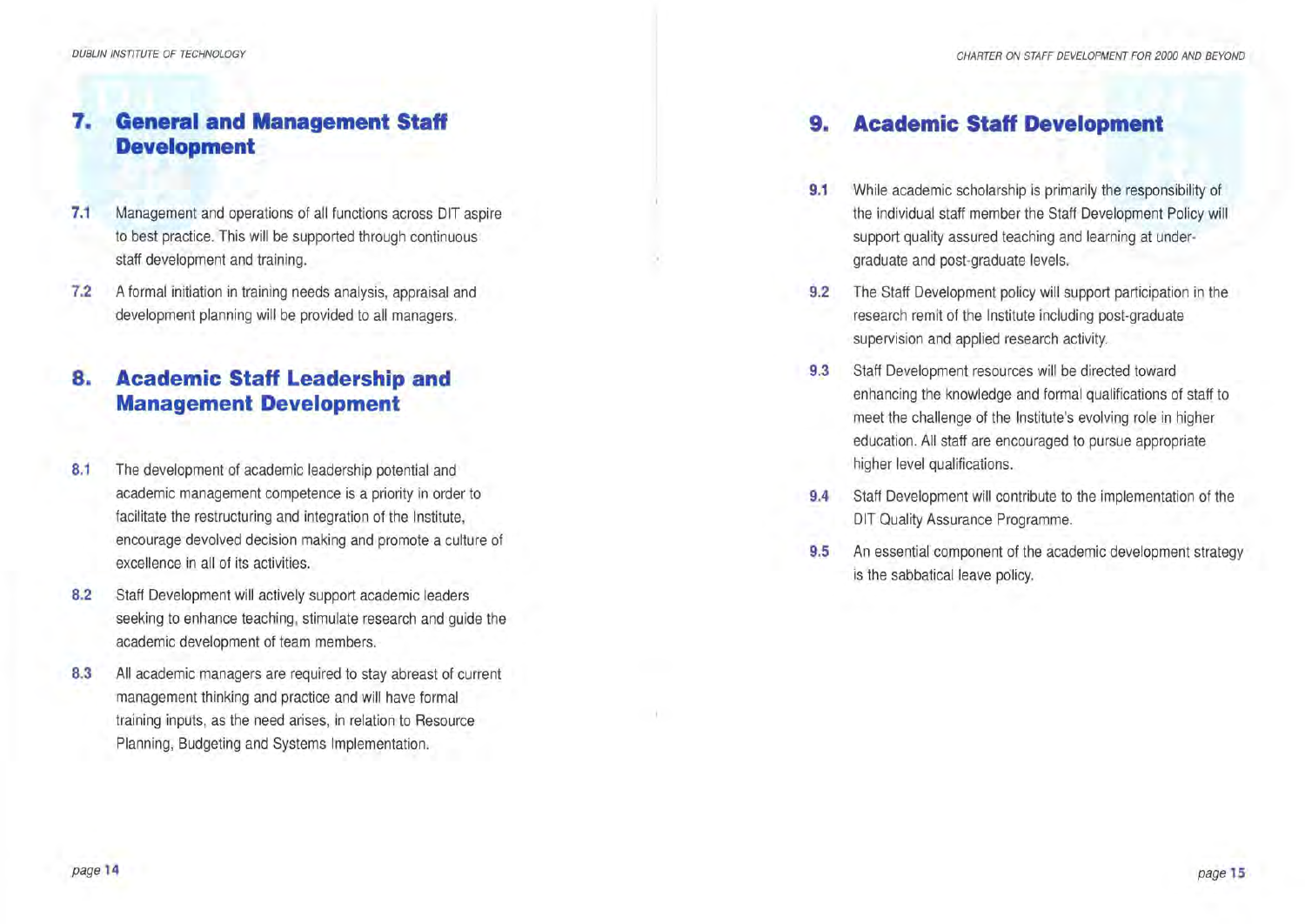## 7. General and Management Staff Development

7.1 Management and operations of all functions across DIT aspire to best practice. This will be supported through continuous staff development and training.

7.2 A formal initiation in training needs analysis, appraisal and development planning will be provided to all managers.

## 8. Academic Staff Leadership and Management Development

8.1 The development of academic leadership potential and academic management competence is a priority in order to facilitate the restructuring and integration of the Institute, encourage devolved decision making and promote a culture of excellence in all of its activities.

8.2 Staff Development will actively support academic leaders seeking to enhance teaching, stimulate research and guide the academic development of team members.

8.3 All academic managers are required to stay abreast of current management thinking and practice and will have formal training inputs, as the need arises, in relation to Resource Planning, Budgeting and Systems Implementation.

## 9. Academic Staff Development

9.1 While academic scholarship is primarily the responsibility of the individual staff member the Staff Development Policy will support quality assured teaching and learning at under-graduate and post-graduate levels.

9.2 The Staff Development policy will support participation in the research remit of the Institute including post-graduate supervision and applied research activity.

9.3 Staff Development resources will be directed toward enhancing the knowledge and formal qualifications of staff to meet the challenge of the Institute's evolving role in higher education. All staff are encouraged to pursue appropriate higher level qualifications.

9.4 Staff Development will contribute to the implementation of the DIT Quality Assurance Programme.

9.5 An essential component of the academic development strategy is the sabbatical leave policy.